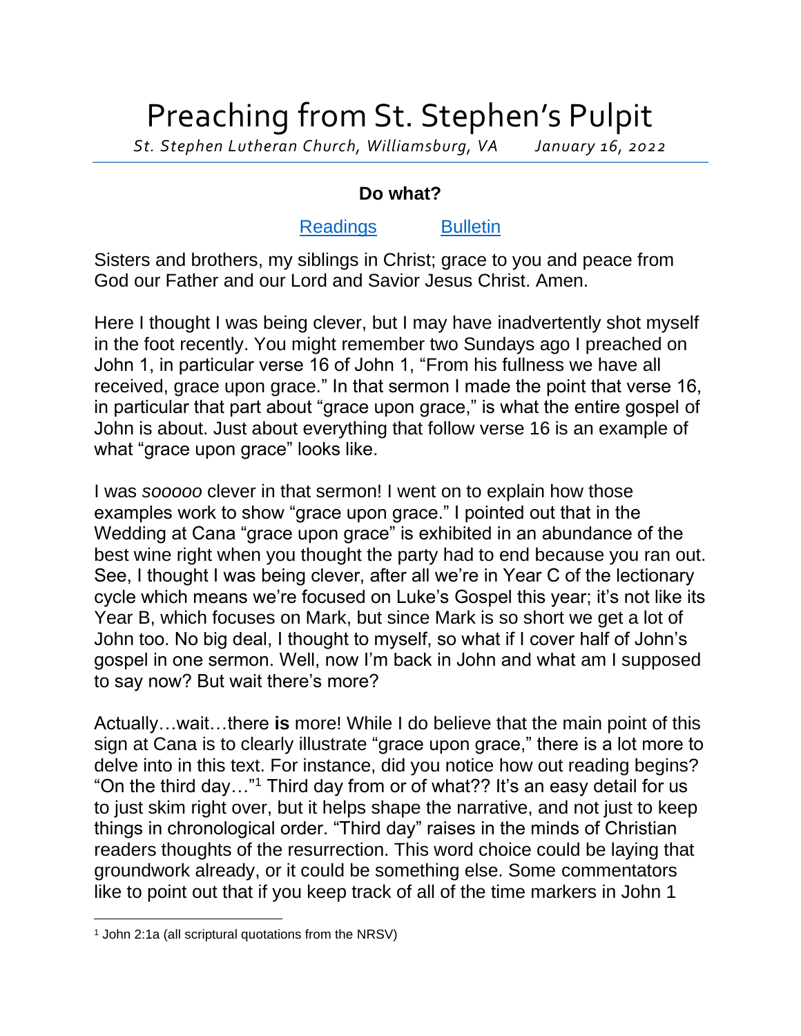# Preaching from St. Stephen's Pulpit

*St. Stephen Lutheran Church, Williamsburg, VA     January 16, 2022*

### Do what?

[Readings]     [Bulletin]

Sisters and brothers, my siblings in Christ; grace to you and peace from God our Father and our Lord and Savior Jesus Christ. Amen.

Here I thought I was being clever, but I may have inadvertently shot myself in the foot recently. You might remember two Sundays ago I preached on John 1, in particular verse 16 of John 1, "From his fullness we have all received, grace upon grace." In that sermon I made the point that verse 16, in particular that part about "grace upon grace," is what the entire gospel of John is about. Just about everything that follow verse 16 is an example of what "grace upon grace" looks like.

I was *sooooo* clever in that sermon! I went on to explain how those examples work to show "grace upon grace." I pointed out that in the Wedding at Cana "grace upon grace" is exhibited in an abundance of the best wine right when you thought the party had to end because you ran out. See, I thought I was being clever, after all we're in Year C of the lectionary cycle which means we're focused on Luke's Gospel this year; it's not like its Year B, which focuses on Mark, but since Mark is so short we get a lot of John too. No big deal, I thought to myself, so what if I cover half of John's gospel in one sermon. Well, now I'm back in John and what am I supposed to say now? But wait there's more?

Actually…wait…there **is** more! While I do believe that the main point of this sign at Cana is to clearly illustrate "grace upon grace," there is a lot more to delve into in this text. For instance, did you notice how out reading begins? "On the third day…"[1] Third day from or of what?? It's an easy detail for us to just skim right over, but it helps shape the narrative, and not just to keep things in chronological order. "Third day" raises in the minds of Christian readers thoughts of the resurrection. This word choice could be laying that groundwork already, or it could be something else. Some commentators like to point out that if you keep track of all of the time markers in John 1

[1] John 2:1a (all scriptural quotations from the NRSV)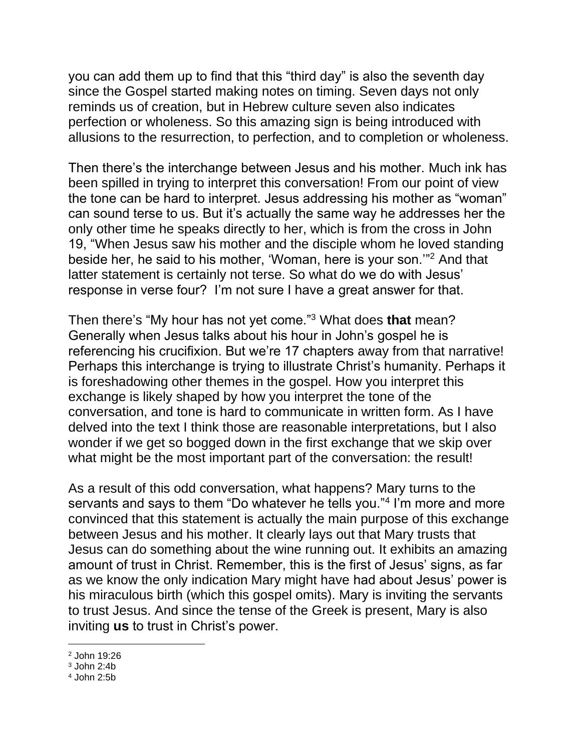you can add them up to find that this “third day” is also the seventh day since the Gospel started making notes on timing. Seven days not only reminds us of creation, but in Hebrew culture seven also indicates perfection or wholeness. So this amazing sign is being introduced with allusions to the resurrection, to perfection, and to completion or wholeness.

Then there’s the interchange between Jesus and his mother. Much ink has been spilled in trying to interpret this conversation! From our point of view the tone can be hard to interpret. Jesus addressing his mother as “woman” can sound terse to us. But it’s actually the same way he addresses her the only other time he speaks directly to her, which is from the cross in John 19, “When Jesus saw his mother and the disciple whom he loved standing beside her, he said to his mother, ‘Woman, here is your son.’”[2] And that latter statement is certainly not terse. So what do we do with Jesus’ response in verse four? I’m not sure I have a great answer for that.

Then there’s “My hour has not yet come.”[3] What does **that** mean? Generally when Jesus talks about his hour in John’s gospel he is referencing his crucifixion. But we’re 17 chapters away from that narrative! Perhaps this interchange is trying to illustrate Christ’s humanity. Perhaps it is foreshadowing other themes in the gospel. How you interpret this exchange is likely shaped by how you interpret the tone of the conversation, and tone is hard to communicate in written form. As I have delved into the text I think those are reasonable interpretations, but I also wonder if we get so bogged down in the first exchange that we skip over what might be the most important part of the conversation: the result!

As a result of this odd conversation, what happens? Mary turns to the servants and says to them “Do whatever he tells you.”[4] I’m more and more convinced that this statement is actually the main purpose of this exchange between Jesus and his mother. It clearly lays out that Mary trusts that Jesus can do something about the wine running out. It exhibits an amazing amount of trust in Christ. Remember, this is the first of Jesus’ signs, as far as we know the only indication Mary might have had about Jesus’ power is his miraculous birth (which this gospel omits). Mary is inviting the servants to trust Jesus. And since the tense of the Greek is present, Mary is also inviting **us** to trust in Christ’s power.

---

[2] John 19:26
[3] John 2:4b
[4] John 2:5b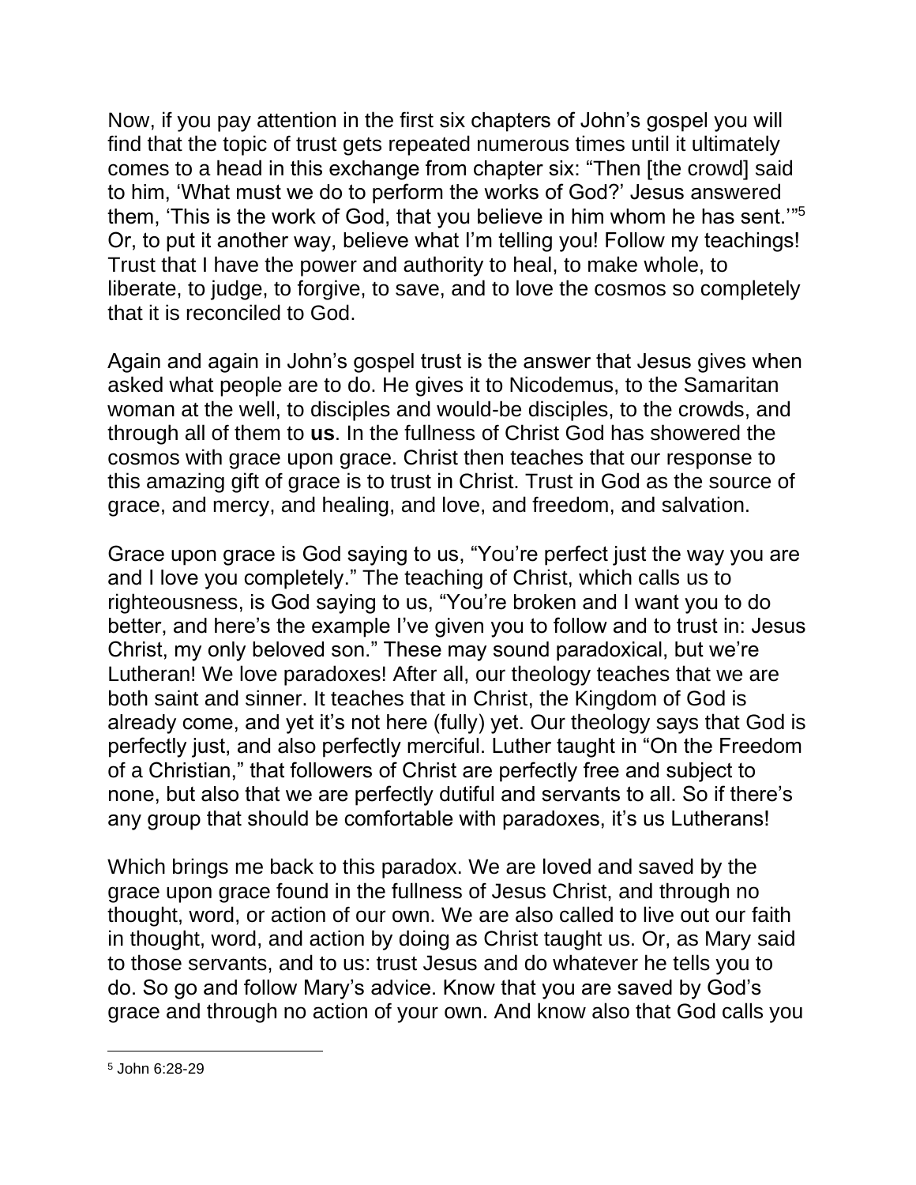Now, if you pay attention in the first six chapters of John's gospel you will find that the topic of trust gets repeated numerous times until it ultimately comes to a head in this exchange from chapter six: "Then [the crowd] said to him, 'What must we do to perform the works of God?' Jesus answered them, 'This is the work of God, that you believe in him whom he has sent.'"[5] Or, to put it another way, believe what I'm telling you! Follow my teachings! Trust that I have the power and authority to heal, to make whole, to liberate, to judge, to forgive, to save, and to love the cosmos so completely that it is reconciled to God.

Again and again in John's gospel trust is the answer that Jesus gives when asked what people are to do. He gives it to Nicodemus, to the Samaritan woman at the well, to disciples and would-be disciples, to the crowds, and through all of them to **us**. In the fullness of Christ God has showered the cosmos with grace upon grace. Christ then teaches that our response to this amazing gift of grace is to trust in Christ. Trust in God as the source of grace, and mercy, and healing, and love, and freedom, and salvation.

Grace upon grace is God saying to us, "You're perfect just the way you are and I love you completely." The teaching of Christ, which calls us to righteousness, is God saying to us, "You're broken and I want you to do better, and here's the example I've given you to follow and to trust in: Jesus Christ, my only beloved son." These may sound paradoxical, but we're Lutheran! We love paradoxes! After all, our theology teaches that we are both saint and sinner. It teaches that in Christ, the Kingdom of God is already come, and yet it's not here (fully) yet. Our theology says that God is perfectly just, and also perfectly merciful. Luther taught in "On the Freedom of a Christian," that followers of Christ are perfectly free and subject to none, but also that we are perfectly dutiful and servants to all. So if there's any group that should be comfortable with paradoxes, it's us Lutherans!

Which brings me back to this paradox. We are loved and saved by the grace upon grace found in the fullness of Jesus Christ, and through no thought, word, or action of our own. We are also called to live out our faith in thought, word, and action by doing as Christ taught us. Or, as Mary said to those servants, and to us: trust Jesus and do whatever he tells you to do. So go and follow Mary's advice. Know that you are saved by God's grace and through no action of your own. And know also that God calls you

[5] John 6:28-29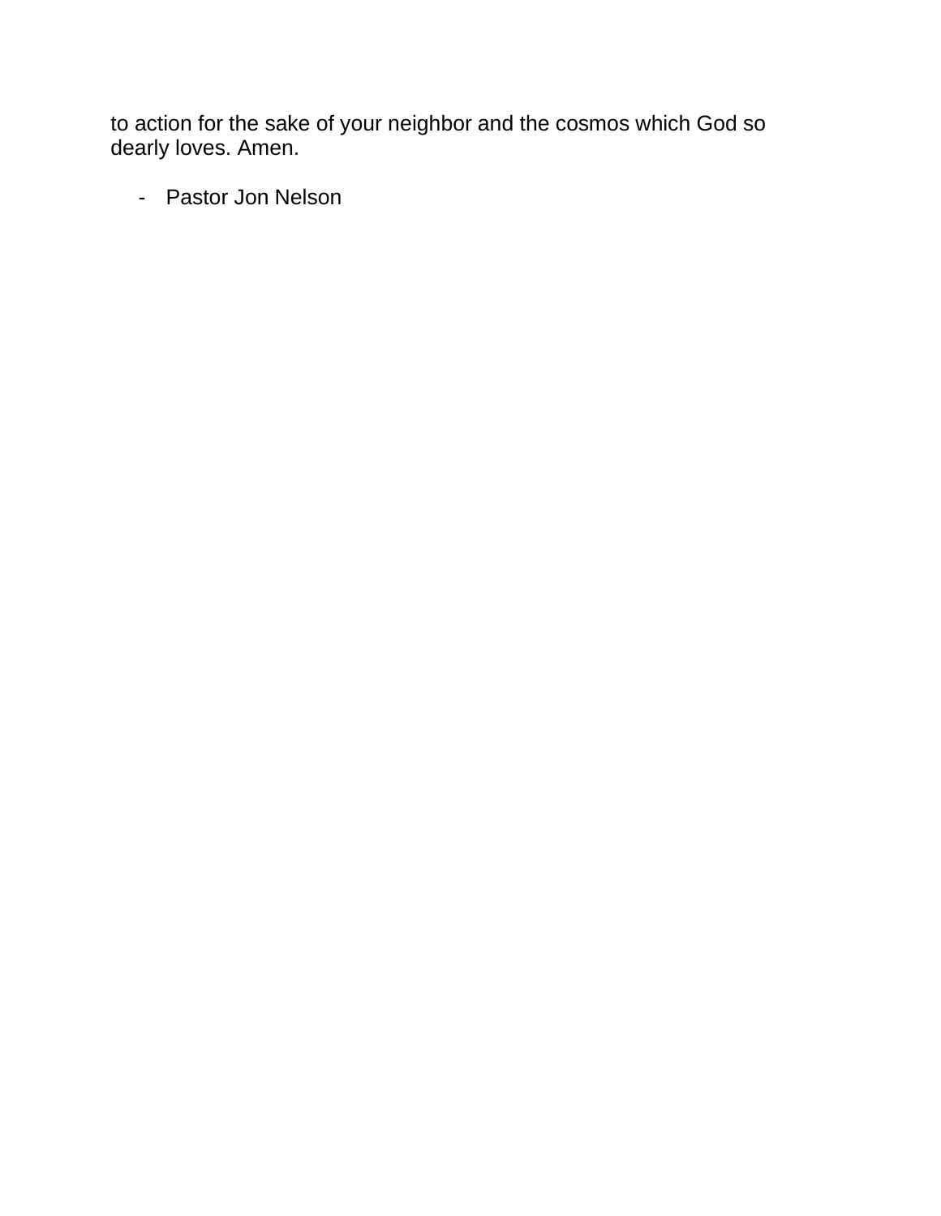to action for the sake of your neighbor and the cosmos which God so dearly loves. Amen.

- Pastor Jon Nelson